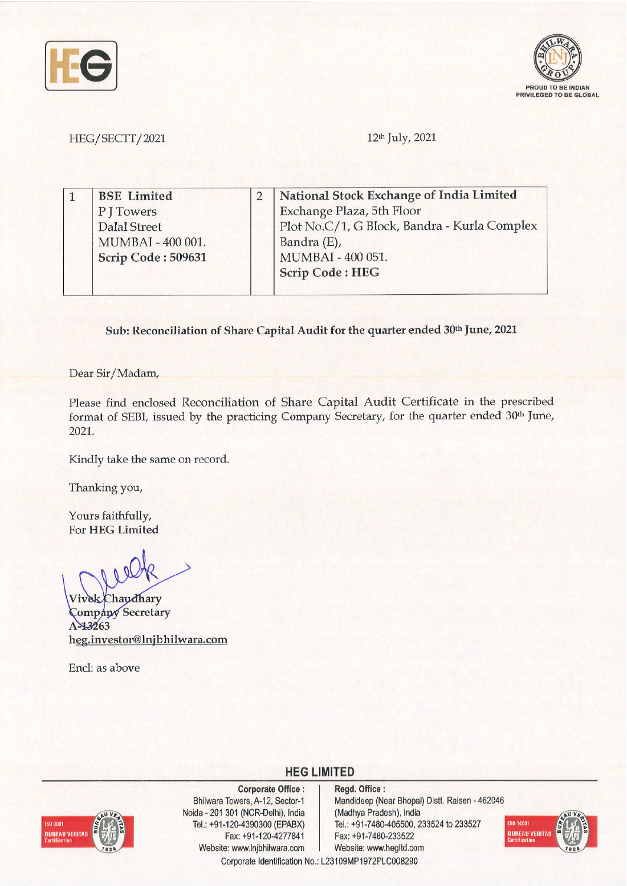HEG/SECTT/2021

12th July, 2021

| 1 | **BSE Limited**<br>P J Towers<br>Dalal Street<br>MUMBAI - 400 001.<br>**Scrip Code : 509631** | 2 | **National Stock Exchange of India Limited**<br>Exchange Plaza, 5th Floor<br>Plot No.C/1, G Block, Bandra - Kurla Complex<br>Bandra (E),<br>MUMBAI - 400 051.<br>**Scrip Code : HEG** |
|---|---|---|---|

**Sub: Reconciliation of Share Capital Audit for the quarter ended 30th June, 2021**

Dear Sir/Madam,

Please find enclosed Reconciliation of Share Capital Audit Certificate in the prescribed format of SEBI, issued by the practicing Company Secretary, for the quarter ended 30th June, 2021.

Kindly take the same on record.

Thanking you,

Yours faithfully,
For **HEG Limited**

Vivek Chaudhary
Company Secretary
A-13263
heg.investor@lnjbhilwara.com

Encl: as above

**HEG LIMITED**

**Corporate Office :**
Bhilwara Towers, A-12, Sector-1
Noida - 201 301 (NCR-Delhi), India
Tel.: +91-120-4390300 (EPABX)
Fax: +91-120-4277841
Website: www.lnjbhilwara.com

**Regd. Office :**
Mandideep (Near Bhopal) Distt. Raisen - 462046
(Madhya Pradesh), India
Tel.: +91-7480-405500, 233524 to 233527
Fax: +91-7480-233522
Website: www.hegltd.com

Corporate Identification No.: L23109MP1972PLC008290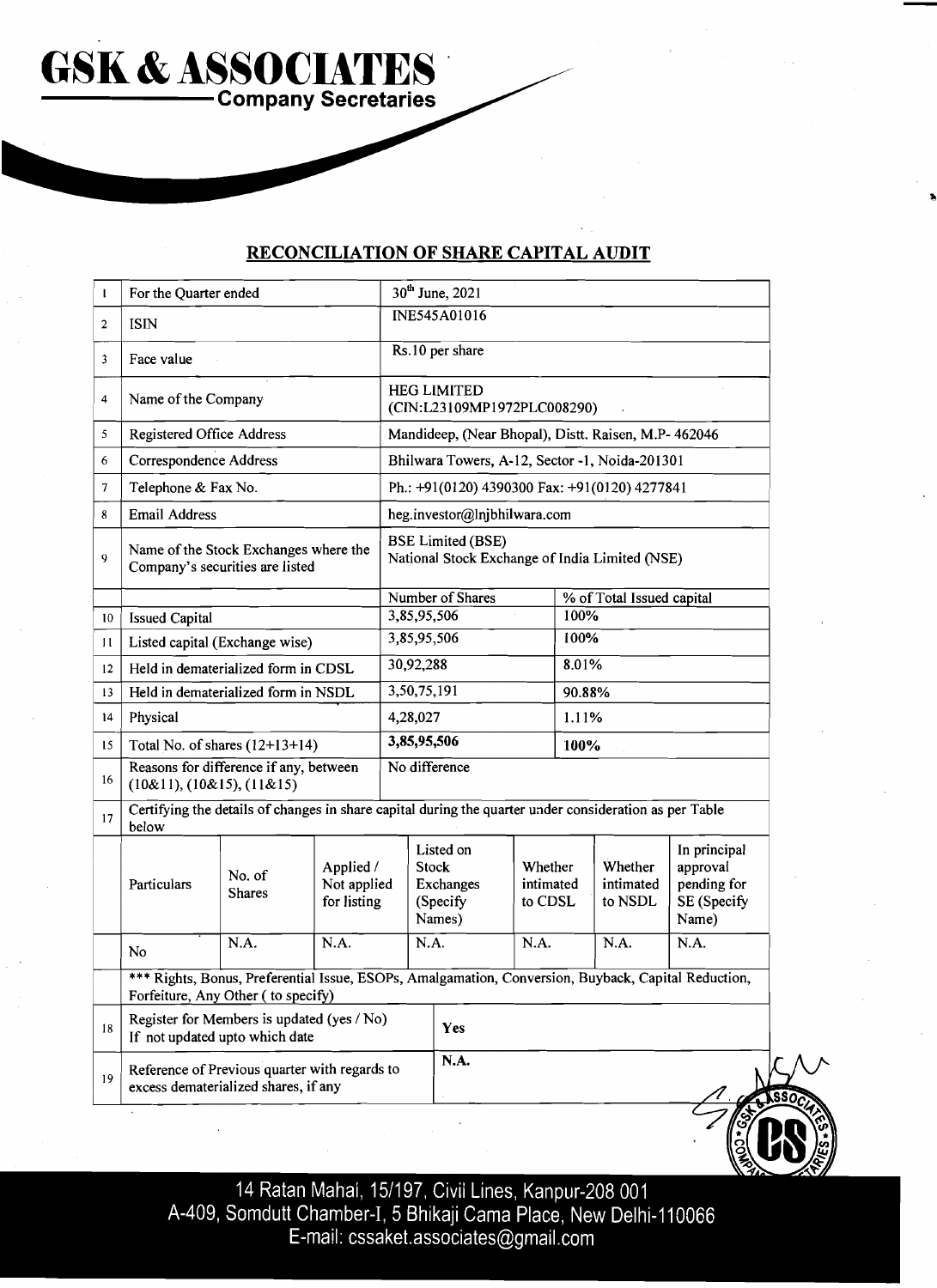# GSK & ASSOCIATES

## Company Secretaries

## RECONCILIATION OF SHARE CAPITAL AUDIT

| | | | |
|---|---|---|---|
| 1 | For the Quarter ended | 30th June, 2021 | |
| 2 | ISIN | INE545A01016 | |
| 3 | Face value | Rs.10 per share | |
| 4 | Name of the Company | HEG LIMITED (CIN:L23109MP1972PLC008290) | |
| 5 | Registered Office Address | Mandideep, (Near Bhopal), Distt. Raisen, M.P- 462046 | |
| 6 | Correspondence Address | Bhilwara Towers, A-12, Sector -1, Noida-201301 | |
| 7 | Telephone & Fax No. | Ph.: +91(0120) 4390300 Fax: +91(0120) 4277841 | |
| 8 | Email Address | heg.investor@lnjbhilwara.com | |
| 9 | Name of the Stock Exchanges where the Company's securities are listed | BSE Limited (BSE)<br>National Stock Exchange of India Limited (NSE) | |
| | | Number of Shares | % of Total Issued capital |
| 10 | Issued Capital | 3,85,95,506 | 100% |
| 11 | Listed capital (Exchange wise) | 3,85,95,506 | 100% |
| 12 | Held in dematerialized form in CDSL | 30,92,288 | 8.01% |
| 13 | Held in dematerialized form in NSDL | 3,50,75,191 | 90.88% |
| 14 | Physical | 4,28,027 | 1.11% |
| 15 | Total No. of shares (12+13+14) | **3,85,95,506** | **100%** |
| 16 | Reasons for difference if any, between (10&11), (10&15), (11&15) | No difference | |
| 17 | Certifying the details of changes in share capital during the quarter under consideration as per Table below | | |

| Particulars | No. of Shares | Applied / Not applied for listing | Listed on Stock Exchanges (Specify Names) | Whether intimated to CDSL | Whether intimated to NSDL | In principal approval pending for SE (Specify Name) |
|---|---|---|---|---|---|---|
| No | N.A. | N.A. | N.A. | N.A. | N.A. | N.A. |

*** Rights, Bonus, Preferential Issue, ESOPs, Amalgamation, Conversion, Buyback, Capital Reduction, Forfeiture, Any Other ( to specify)

| | | |
|---|---|---|
| 18 | Register for Members is updated (yes / No)<br>If not updated upto which date | **Yes** |
| 19 | Reference of Previous quarter with regards to excess dematerialized shares, if any | **N.A.** |

14 Ratan Mahal, 15/197, Civil Lines, Kanpur-208 001
A-409, Somdutt Chamber-I, 5 Bhikaji Cama Place, New Delhi-110066
E-mail: cssaket.associates@gmail.com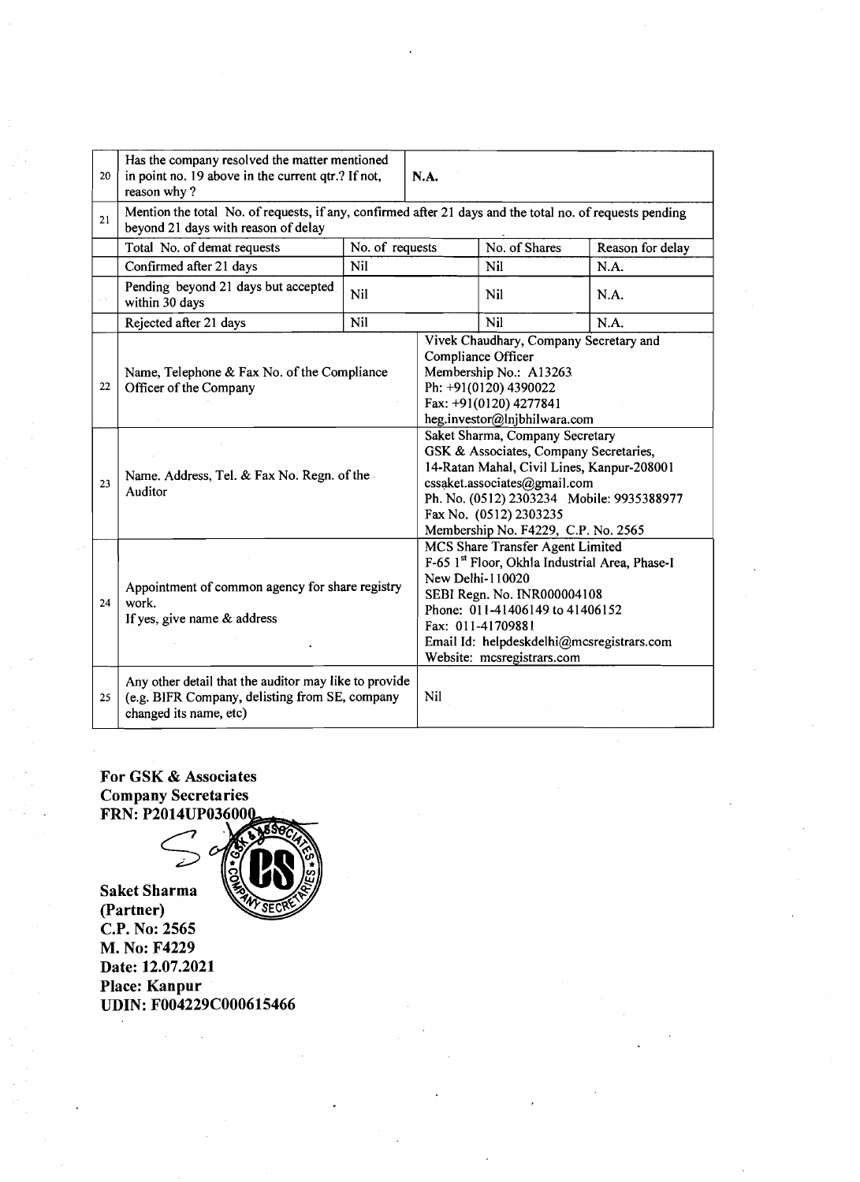| | | | | | |
|---|---|---|---|---|---|
| 20 | Has the company resolved the matter mentioned in point no. 19 above in the current qtr.? If not, reason why ? | **N.A.** | | | |
| 21 | Mention the total No. of requests, if any, confirmed after 21 days and the total no. of requests pending beyond 21 days with reason of delay | | | | |
| | Total No. of demat requests | No. of requests | | No. of Shares | Reason for delay |
| | Confirmed after 21 days | Nil | | Nil | N.A. |
| | Pending beyond 21 days but accepted within 30 days | Nil | | Nil | N.A. |
| | Rejected after 21 days | Nil | | Nil | N.A. |
| 22 | Name, Telephone & Fax No. of the Compliance Officer of the Company | | Vivek Chaudhary, Company Secretary and Compliance Officer<br>Membership No.: A13263<br>Ph: +91(0120) 4390022<br>Fax: +91(0120) 4277841<br>heg.investor@lnjbhilwara.com | | |
| 23 | Name. Address, Tel. & Fax No. Regn. of the Auditor | | Saket Sharma, Company Secretary<br>GSK & Associates, Company Secretaries,<br>14-Ratan Mahal, Civil Lines, Kanpur-208001<br>cssaket.associates@gmail.com<br>Ph. No. (0512) 2303234 Mobile: 9935388977<br>Fax No. (0512) 2303235<br>Membership No. F4229, C.P. No. 2565 | | |
| 24 | Appointment of common agency for share registry work.<br>If yes, give name & address | | MCS Share Transfer Agent Limited<br>F-65 1st Floor, Okhla Industrial Area, Phase-I<br>New Delhi-110020<br>SEBI Regn. No. INR000004108<br>Phone: 011-41406149 to 41406152<br>Fax: 011-41709881<br>Email Id: helpdeskdelhi@mcsregistrars.com<br>Website: mcsregistrars.com | | |
| 25 | Any other detail that the auditor may like to provide (e.g. BIFR Company, delisting from SE, company changed its name, etc) | Nil | | | |

**For GSK & Associates**
**Company Secretaries**
**FRN: P2014UP036000**

**Saket Sharma**
**(Partner)**
**C.P. No: 2565**
**M. No: F4229**
**Date: 12.07.2021**
**Place: Kanpur**
**UDIN: F004229C000615466**